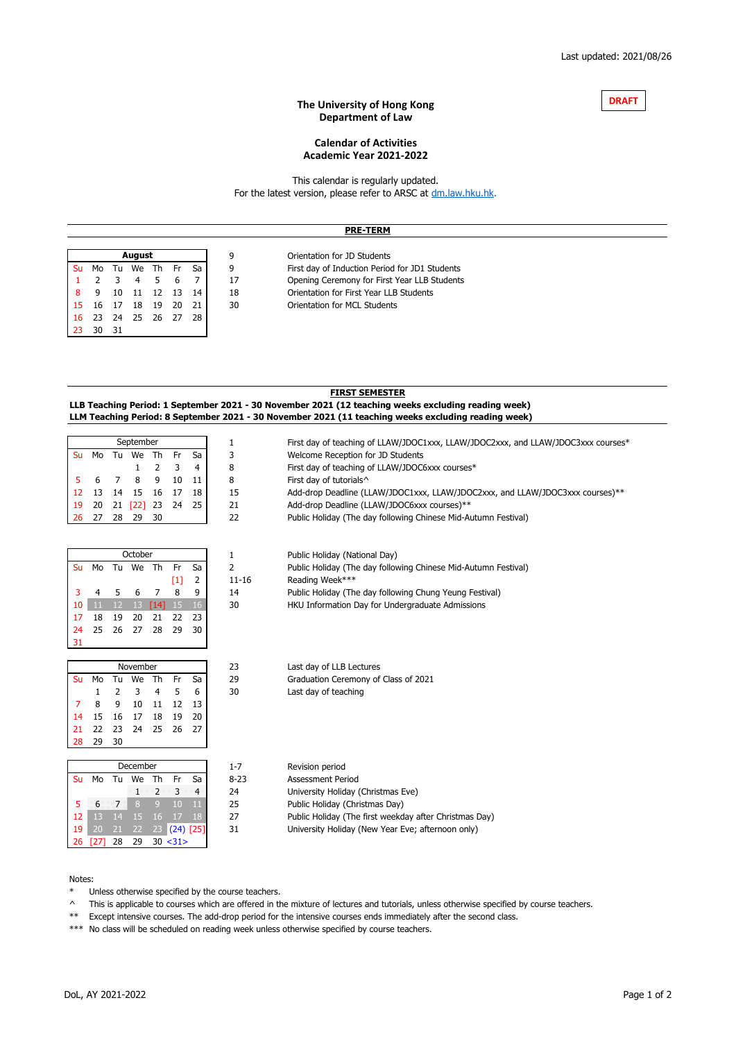Last updated: 2021/08/26

**DRAFT**

**The University of Hong Kong**
**Department of Law**

**Calendar of Activities**
**Academic Year 2021-2022**

This calendar is regularly updated.
For the latest version, please refer to ARSC at dm.law.hku.hk.

## PRE-TERM

| August | | | | | | |
|---|---|---|---|---|---|---|
| Su | Mo | Tu | We | Th | Fr | Sa |
| 1 | 2 | 3 | 4 | 5 | 6 | 7 |
| 8 | 9 | 10 | 11 | 12 | 13 | 14 |
| 15 | 16 | 17 | 18 | 19 | 20 | 21 |
| 16 | 23 | 24 | 25 | 26 | 27 | 28 |
| 23 | 30 | 31 | | | | |

| Date | Activity |
|---|---|
| 9 | Orientation for JD Students |
| 9 | First day of Induction Period for JD1 Students |
| 17 | Opening Ceremony for First Year LLB Students |
| 18 | Orientation for First Year LLB Students |
| 30 | Orientation for MCL Students |

## FIRST SEMESTER

**LLB Teaching Period: 1 September 2021 - 30 November 2021 (12 teaching weeks excluding reading week)**
**LLM Teaching Period: 8 September 2021 - 30 November 2021 (11 teaching weeks excluding reading week)**

| September | | | | | | |
|---|---|---|---|---|---|---|
| Su | Mo | Tu | We | Th | Fr | Sa |
| | | | 1 | 2 | 3 | 4 |
| 5 | 6 | 7 | 8 | 9 | 10 | 11 |
| 12 | 13 | 14 | 15 | 16 | 17 | 18 |
| 19 | 20 | 21 | [22] | 23 | 24 | 25 |
| 26 | 27 | 28 | 29 | 30 | | |

| Date | Activity |
|---|---|
| 1 | First day of teaching of LLAW/JDOC1xxx, LLAW/JDOC2xxx, and LLAW/JDOC3xxx courses* |
| 3 | Welcome Reception for JD Students |
| 8 | First day of teaching of LLAW/JDOC6xxx courses* |
| 8 | First day of tutorials^ |
| 15 | Add-drop Deadline (LLAW/JDOC1xxx, LLAW/JDOC2xxx, and LLAW/JDOC3xxx courses)** |
| 21 | Add-drop Deadline (LLAW/JDOC6xxx courses)** |
| 22 | Public Holiday (The day following Chinese Mid-Autumn Festival) |

| October | | | | | | |
|---|---|---|---|---|---|---|
| Su | Mo | Tu | We | Th | Fr | Sa |
| | | | | | [1] | 2 |
| 3 | 4 | 5 | 6 | 7 | 8 | 9 |
| 10 | 11 | 12 | 13 | [14] | 15 | 16 |
| 17 | 18 | 19 | 20 | 21 | 22 | 23 |
| 24 | 25 | 26 | 27 | 28 | 29 | 30 |
| 31 | | | | | | |

| Date | Activity |
|---|---|
| 1 | Public Holiday (National Day) |
| 2 | Public Holiday (The day following Chinese Mid-Autumn Festival) |
| 11-16 | Reading Week*** |
| 14 | Public Holiday (The day following Chung Yeung Festival) |
| 30 | HKU Information Day for Undergraduate Admissions |

| November | | | | | | |
|---|---|---|---|---|---|---|
| Su | Mo | Tu | We | Th | Fr | Sa |
| | 1 | 2 | 3 | 4 | 5 | 6 |
| 7 | 8 | 9 | 10 | 11 | 12 | 13 |
| 14 | 15 | 16 | 17 | 18 | 19 | 20 |
| 21 | 22 | 23 | 24 | 25 | 26 | 27 |
| 28 | 29 | 30 | | | | |

| Date | Activity |
|---|---|
| 23 | Last day of LLB Lectures |
| 29 | Graduation Ceremony of Class of 2021 |
| 30 | Last day of teaching |

| December | | | | | | |
|---|---|---|---|---|---|---|
| Su | Mo | Tu | We | Th | Fr | Sa |
| | | | 1 | 2 | 3 | 4 |
| 5 | 6 | 7 | 8 | 9 | 10 | 11 |
| 12 | 13 | 14 | 15 | 16 | 17 | 18 |
| 19 | 20 | 21 | 22 | 23 | (24) | [25] |
| 26 | [27] | 28 | 29 | 30 | <31> | |

| Date | Activity |
|---|---|
| 1-7 | Revision period |
| 8-23 | Assessment Period |
| 24 | University Holiday (Christmas Eve) |
| 25 | Public Holiday (Christmas Day) |
| 27 | Public Holiday (The first weekday after Christmas Day) |
| 31 | University Holiday (New Year Eve; afternoon only) |

Notes:

- \* Unless otherwise specified by the course teachers.
- ^ This is applicable to courses which are offered in the mixture of lectures and tutorials, unless otherwise specified by course teachers.
- ** Except intensive courses. The add-drop period for the intensive courses ends immediately after the second class.
- *** No class will be scheduled on reading week unless otherwise specified by course teachers.

DoL, AY 2021-2022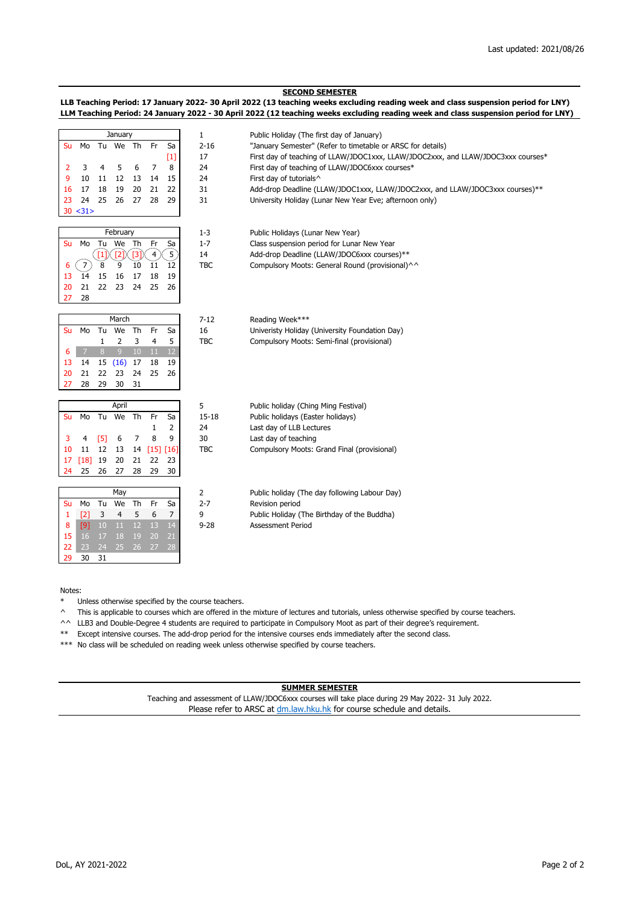Last updated: 2021/08/26

## SECOND SEMESTER

**LLB Teaching Period: 17 January 2022- 30 April 2022 (13 teaching weeks excluding reading week and class suspension period for LNY)**
**LLM Teaching Period: 24 January 2022 - 30 April 2022 (12 teaching weeks excluding reading week and class suspension period for LNY)**

| January | | | | | | |
|---|---|---|---|---|---|---|
| Su | Mo | Tu | We | Th | Fr | Sa |
| | | | | | | [1] |
| 2 | 3 | 4 | 5 | 6 | 7 | 8 |
| 9 | 10 | 11 | 12 | 13 | 14 | 15 |
| 16 | 17 | 18 | 19 | 20 | 21 | 22 |
| 23 | 24 | 25 | 26 | 27 | 28 | 29 |
| 30 | <31> | | | | | |

| Date | Event |
|---|---|
| 1 | Public Holiday (The first day of January) |
| 2-16 | "January Semester" (Refer to timetable or ARSC for details) |
| 17 | First day of teaching of LLAW/JDOC1xxx, LLAW/JDOC2xxx, and LLAW/JDOC3xxx courses* |
| 24 | First day of teaching of LLAW/JDOC6xxx courses* |
| 24 | First day of tutorials^ |
| 31 | Add-drop Deadline (LLAW/JDOC1xxx, LLAW/JDOC2xxx, and LLAW/JDOC3xxx courses)** |
| 31 | University Holiday (Lunar New Year Eve; afternoon only) |

| February | | | | | | |
|---|---|---|---|---|---|---|
| Su | Mo | Tu | We | Th | Fr | Sa |
| | | (1) | (2) | (3) | (4) | (5) |
| 6 | (7) | 8 | 9 | 10 | 11 | 12 |
| 13 | 14 | 15 | 16 | 17 | 18 | 19 |
| 20 | 21 | 22 | 23 | 24 | 25 | 26 |
| 27 | 28 | | | | | |

| Date | Event |
|---|---|
| 1-3 | Public Holidays (Lunar New Year) |
| 1-7 | Class suspension period for Lunar New Year |
| 14 | Add-drop Deadline (LLAW/JDOC6xxx courses)** |
| TBC | Compulsory Moots: General Round (provisional)^^ |

| March | | | | | | |
|---|---|---|---|---|---|---|
| Su | Mo | Tu | We | Th | Fr | Sa |
| | | 1 | 2 | 3 | 4 | 5 |
| 6 | 7 | 8 | 9 | 10 | 11 | 12 |
| 13 | 14 | 15 | (16) | 17 | 18 | 19 |
| 20 | 21 | 22 | 23 | 24 | 25 | 26 |
| 27 | 28 | 29 | 30 | 31 | | |

| Date | Event |
|---|---|
| 7-12 | Reading Week*** |
| 16 | Univeristy Holiday (University Foundation Day) |
| TBC | Compulsory Moots: Semi-final (provisional) |

| April | | | | | | |
|---|---|---|---|---|---|---|
| Su | Mo | Tu | We | Th | Fr | Sa |
| | | | | | 1 | 2 |
| 3 | 4 | [5] | 6 | 7 | 8 | 9 |
| 10 | 11 | 12 | 13 | 14 | [15] | [16] |
| 17 | [18] | 19 | 20 | 21 | 22 | 23 |
| 24 | 25 | 26 | 27 | 28 | 29 | 30 |

| Date | Event |
|---|---|
| 5 | Public holiday (Ching Ming Festival) |
| 15-18 | Public holidays (Easter holidays) |
| 24 | Last day of LLB Lectures |
| 30 | Last day of teaching |
| TBC | Compulsory Moots: Grand Final (provisional) |

| May | | | | | | |
|---|---|---|---|---|---|---|
| Su | Mo | Tu | We | Th | Fr | Sa |
| 1 | [2] | 3 | 4 | 5 | 6 | 7 |
| 8 | [9] | 10 | 11 | 12 | 13 | 14 |
| 15 | 16 | 17 | 18 | 19 | 20 | 21 |
| 22 | 23 | 24 | 25 | 26 | 27 | 28 |
| 29 | 30 | 31 | | | | |

| Date | Event |
|---|---|
| 2 | Public holiday (The day following Labour Day) |
| 2-7 | Revision period |
| 9 | Public Holiday (The Birthday of the Buddha) |
| 9-28 | Assessment Period |

Notes:

- \* Unless otherwise specified by the course teachers.
- ^ This is applicable to courses which are offered in the mixture of lectures and tutorials, unless otherwise specified by course teachers.
- ^^ LLB3 and Double-Degree 4 students are required to participate in Compulsory Moot as part of their degree's requirement.
- ** Except intensive courses. The add-drop period for the intensive courses ends immediately after the second class.
- *** No class will be scheduled on reading week unless otherwise specified by course teachers.

## SUMMER SEMESTER

Teaching and assessment of LLAW/JDOC6xxx courses will take place during 29 May 2022- 31 July 2022.
Please refer to ARSC at dm.law.hku.hk for course schedule and details.

DoL, AY 2021-2022